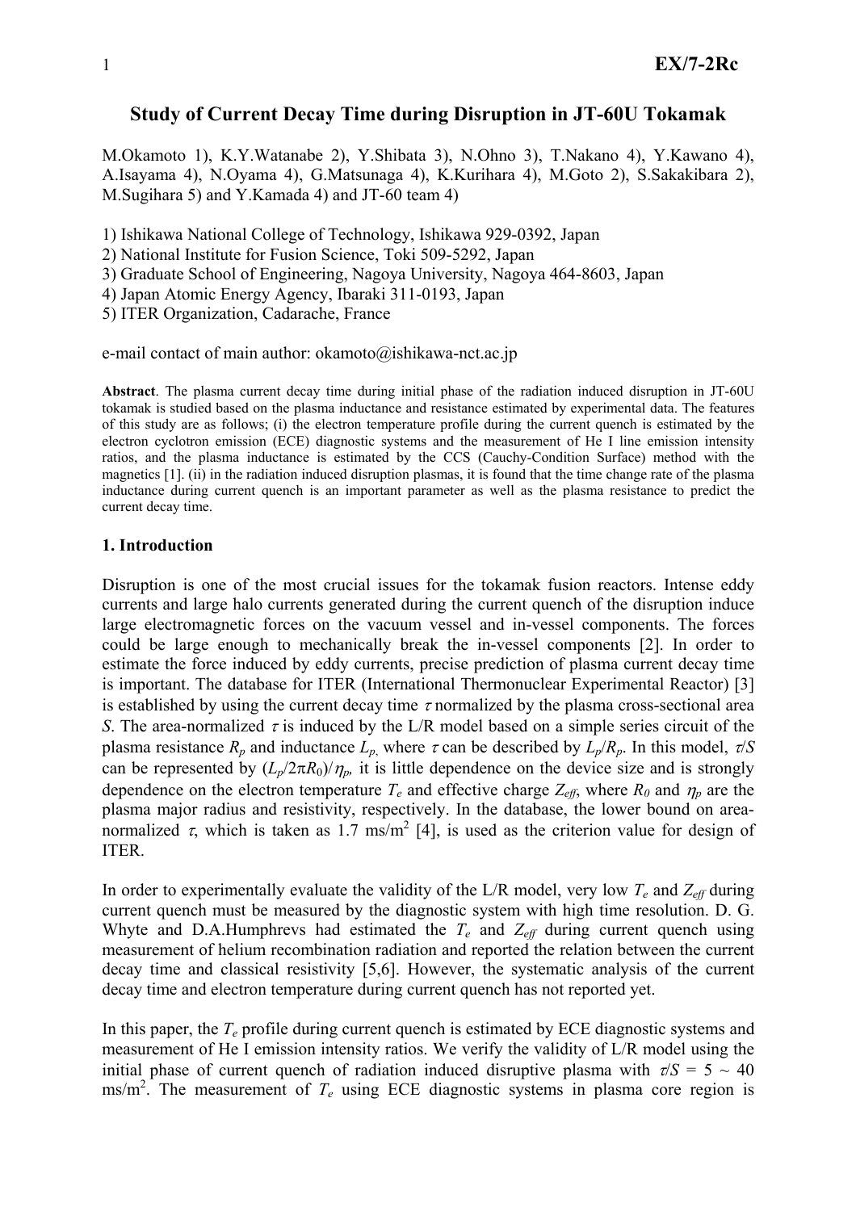# Study of Current Decay Time during Disruption in JT-60U Tokamak

M.Okamoto 1), K.Y.Watanabe 2), Y.Shibata 3), N.Ohno 3), T.Nakano 4), Y.Kawano 4), A.Isayama 4), N.Oyama 4), G.Matsunaga 4), K.Kurihara 4), M.Goto 2), S.Sakakibara 2), M.Sugihara 5) and Y.Kamada 4) and JT-60 team 4)

1) Ishikawa National College of Technology, Ishikawa 929-0392, Japan
2) National Institute for Fusion Science, Toki 509-5292, Japan
3) Graduate School of Engineering, Nagoya University, Nagoya 464-8603, Japan
4) Japan Atomic Energy Agency, Ibaraki 311-0193, Japan
5) ITER Organization, Cadarache, France

e-mail contact of main author: okamoto@ishikawa-nct.ac.jp

**Abstract**. The plasma current decay time during initial phase of the radiation induced disruption in JT-60U tokamak is studied based on the plasma inductance and resistance estimated by experimental data. The features of this study are as follows; (i) the electron temperature profile during the current quench is estimated by the electron cyclotron emission (ECE) diagnostic systems and the measurement of He I line emission intensity ratios, and the plasma inductance is estimated by the CCS (Cauchy-Condition Surface) method with the magnetics [1]. (ii) in the radiation induced disruption plasmas, it is found that the time change rate of the plasma inductance during current quench is an important parameter as well as the plasma resistance to predict the current decay time.

## 1. Introduction

Disruption is one of the most crucial issues for the tokamak fusion reactors. Intense eddy currents and large halo currents generated during the current quench of the disruption induce large electromagnetic forces on the vacuum vessel and in-vessel components. The forces could be large enough to mechanically break the in-vessel components [2]. In order to estimate the force induced by eddy currents, precise prediction of plasma current decay time is important. The database for ITER (International Thermonuclear Experimental Reactor) [3] is established by using the current decay time $\tau$ normalized by the plasma cross-sectional area $S$. The area-normalized $\tau$ is induced by the L/R model based on a simple series circuit of the plasma resistance $R_p$ and inductance $L_p$, where $\tau$ can be described by $L_p/R_p$. In this model, $\tau/S$ can be represented by $(L_p/2\pi R_0)/\eta_p$, it is little dependence on the device size and is strongly dependence on the electron temperature $T_e$ and effective charge $Z_{eff}$, where $R_0$ and $\eta_p$ are the plasma major radius and resistivity, respectively. In the database, the lower bound on area-normalized $\tau$, which is taken as 1.7 ms/m$^2$ [4], is used as the criterion value for design of ITER.

In order to experimentally evaluate the validity of the L/R model, very low $T_e$ and $Z_{eff}$ during current quench must be measured by the diagnostic system with high time resolution. D. G. Whyte and D.A.Humphrevs had estimated the $T_e$ and $Z_{eff}$ during current quench using measurement of helium recombination radiation and reported the relation between the current decay time and classical resistivity [5,6]. However, the systematic analysis of the current decay time and electron temperature during current quench has not reported yet.

In this paper, the $T_e$ profile during current quench is estimated by ECE diagnostic systems and measurement of He I emission intensity ratios. We verify the validity of L/R model using the initial phase of current quench of radiation induced disruptive plasma with $\tau/S$ = 5 ~ 40 ms/m$^2$. The measurement of $T_e$ using ECE diagnostic systems in plasma core region is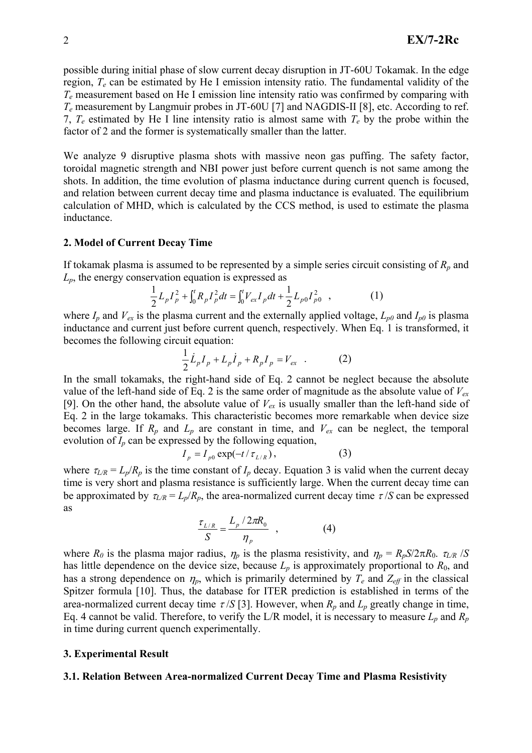possible during initial phase of slow current decay disruption in JT-60U Tokamak. In the edge region, $T_e$ can be estimated by He I emission intensity ratio. The fundamental validity of the $T_e$ measurement based on He I emission line intensity ratio was confirmed by comparing with $T_e$ measurement by Langmuir probes in JT-60U [7] and NAGDIS-II [8], etc. According to ref. 7, $T_e$ estimated by He I line intensity ratio is almost same with $T_e$ by the probe within the factor of 2 and the former is systematically smaller than the latter.

We analyze 9 disruptive plasma shots with massive neon gas puffing. The safety factor, toroidal magnetic strength and NBI power just before current quench is not same among the shots. In addition, the time evolution of plasma inductance during current quench is focused, and relation between current decay time and plasma inductance is evaluated. The equilibrium calculation of MHD, which is calculated by the CCS method, is used to estimate the plasma inductance.

## 2. Model of Current Decay Time

If tokamak plasma is assumed to be represented by a simple series circuit consisting of $R_p$ and $L_p$, the energy conservation equation is expressed as

$$\frac{1}{2}L_p I_p^2 + \int_0^t R_p I_p^2 dt = \int_0^t V_{ex} I_p dt + \frac{1}{2}L_{p0} I_{p0}^2 \quad , \qquad (1)$$

where $I_p$ and $V_{ex}$ is the plasma current and the externally applied voltage, $L_{p0}$ and $I_{p0}$ is plasma inductance and current just before current quench, respectively. When Eq. 1 is transformed, it becomes the following circuit equation:

$$\frac{1}{2}\dot{L}_p I_p + L_p \dot{I}_p + R_p I_p = V_{ex} \quad . \qquad (2)$$

In the small tokamaks, the right-hand side of Eq. 2 cannot be neglect because the absolute value of the left-hand side of Eq. 2 is the same order of magnitude as the absolute value of $V_{ex}$ [9]. On the other hand, the absolute value of $V_{ex}$ is usually smaller than the left-hand side of Eq. 2 in the large tokamaks. This characteristic becomes more remarkable when device size becomes large. If $R_p$ and $L_p$ are constant in time, and $V_{ex}$ can be neglect, the temporal evolution of $I_p$ can be expressed by the following equation,

$$I_p = I_{p0} \exp(-t/\tau_{L/R}), \qquad (3)$$

where $\tau_{L/R} = L_p/R_p$ is the time constant of $I_p$ decay. Equation 3 is valid when the current decay time is very short and plasma resistance is sufficiently large. When the current decay time can be approximated by $\tau_{L/R} = L_p/R_p$, the area-normalized current decay time $\tau/S$ can be expressed as

$$\frac{\tau_{L/R}}{S} = \frac{L_p/2\pi R_0}{\eta_p} \quad , \qquad (4)$$

where $R_0$ is the plasma major radius, $\eta_p$ is the plasma resistivity, and $\eta_p = R_p S/2\pi R_0$. $\tau_{L/R}/S$ has little dependence on the device size, because $L_p$ is approximately proportional to $R_0$, and has a strong dependence on $\eta_p$, which is primarily determined by $T_e$ and $Z_{eff}$ in the classical Spitzer formula [10]. Thus, the database for ITER prediction is established in terms of the area-normalized current decay time $\tau/S$ [3]. However, when $R_p$ and $L_p$ greatly change in time, Eq. 4 cannot be valid. Therefore, to verify the L/R model, it is necessary to measure $L_p$ and $R_p$ in time during current quench experimentally.

## 3. Experimental Result

### 3.1. Relation Between Area-normalized Current Decay Time and Plasma Resistivity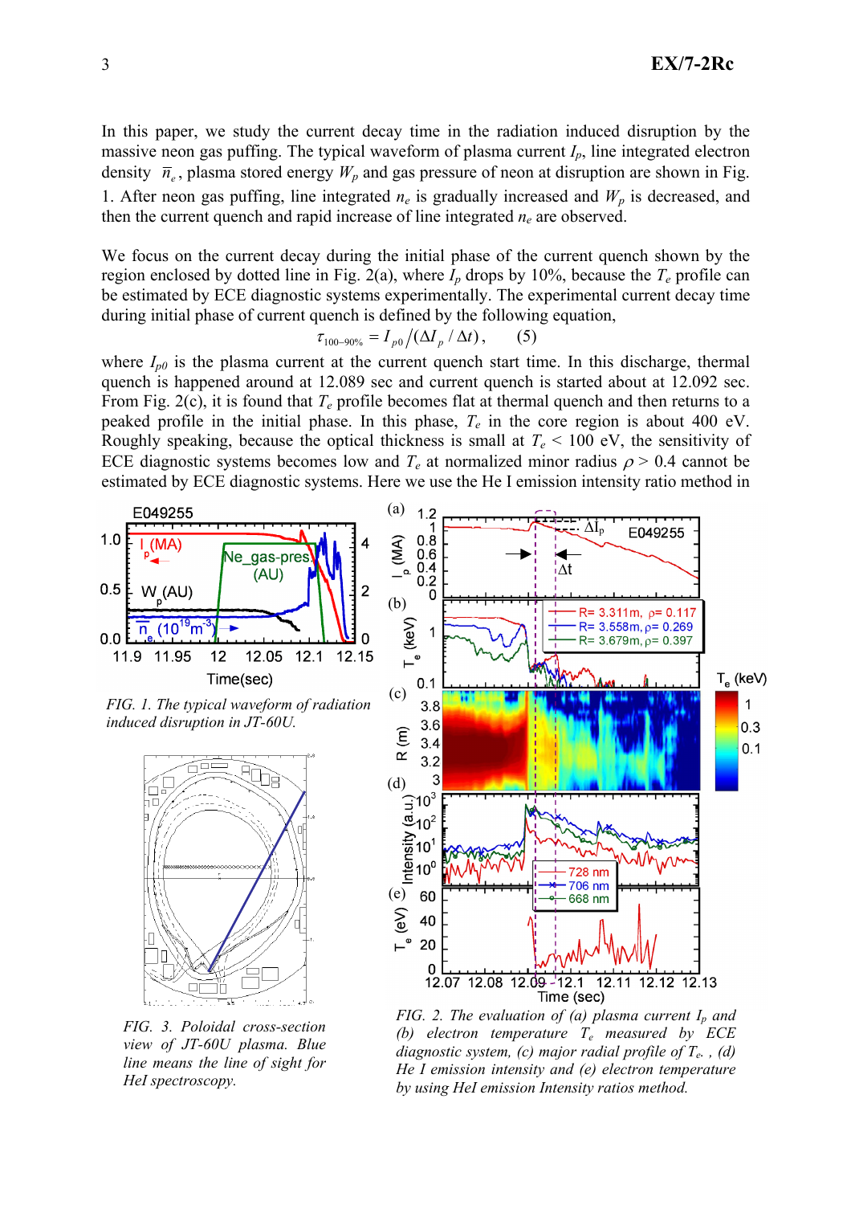In this paper, we study the current decay time in the radiation induced disruption by the massive neon gas puffing. The typical waveform of plasma current $I_p$, line integrated electron density $\bar{n}_e$, plasma stored energy $W_p$ and gas pressure of neon at disruption are shown in Fig. 1. After neon gas puffing, line integrated $n_e$ is gradually increased and $W_p$ is decreased, and then the current quench and rapid increase of line integrated $n_e$ are observed.

We focus on the current decay during the initial phase of the current quench shown by the region enclosed by dotted line in Fig. 2(a), where $I_p$ drops by 10%, because the $T_e$ profile can be estimated by ECE diagnostic systems experimentally. The experimental current decay time during initial phase of current quench is defined by the following equation,

$$\tau_{100-90\%} = I_{p0} / (\Delta I_p / \Delta t), \qquad (5)$$

where $I_{p0}$ is the plasma current at the current quench start time. In this discharge, thermal quench is happened around at 12.089 sec and current quench is started about at 12.092 sec. From Fig. 2(c), it is found that $T_e$ profile becomes flat at thermal quench and then returns to a peaked profile in the initial phase. In this phase, $T_e$ in the core region is about 400 eV. Roughly speaking, because the optical thickness is small at $T_e$ < 100 eV, the sensitivity of ECE diagnostic systems becomes low and $T_e$ at normalized minor radius $\rho$ > 0.4 cannot be estimated by ECE diagnostic systems. Here we use the He I emission intensity ratio method in

*FIG. 1. The typical waveform of radiation induced disruption in JT-60U.*

*FIG. 3. Poloidal cross-section view of JT-60U plasma. Blue line means the line of sight for HeI spectroscopy.*

*FIG. 2. The evaluation of (a) plasma current $I_p$ and (b) electron temperature $T_e$ measured by ECE diagnostic system, (c) major radial profile of $T_e$, (d) He I emission intensity and (e) electron temperature by using HeI emission Intensity ratios method.*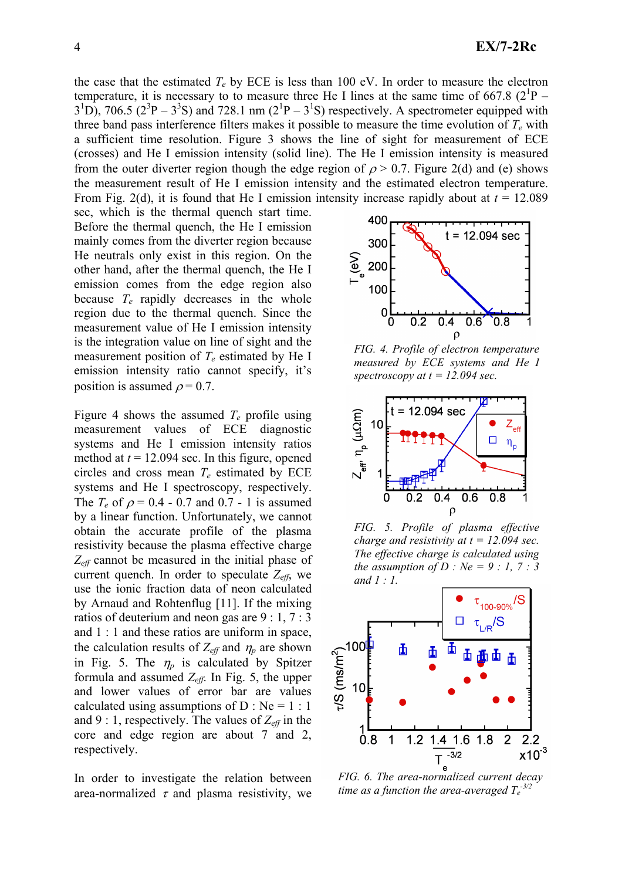the case that the estimated $T_e$ by ECE is less than 100 eV. In order to measure the electron temperature, it is necessary to to measure three He I lines at the same time of 667.8 ($2^1P$ – $3^1D$), 706.5 ($2^3P$ – $3^3S$) and 728.1 nm ($2^1P$ – $3^1S$) respectively. A spectrometer equipped with three band pass interference filters makes it possible to measure the time evolution of $T_e$ with a sufficient time resolution. Figure 3 shows the line of sight for measurement of ECE (crosses) and He I emission intensity (solid line). The He I emission intensity is measured from the outer diverter region though the edge region of $\rho > 0.7$. Figure 2(d) and (e) shows the measurement result of He I emission intensity and the estimated electron temperature. From Fig. 2(d), it is found that He I emission intensity increase rapidly about at $t$ = 12.089 sec, which is the thermal quench start time. Before the thermal quench, the He I emission mainly comes from the diverter region because He neutrals only exist in this region. On the other hand, after the thermal quench, the He I emission comes from the edge region also because $T_e$ rapidly decreases in the whole region due to the thermal quench. Since the measurement value of He I emission intensity is the integration value on line of sight and the measurement position of $T_e$ estimated by He I emission intensity ratio cannot specify, it's position is assumed $\rho = 0.7$.

FIG. 4. Profile of electron temperature measured by ECE systems and He I spectroscopy at $t$ = 12.094 sec.

Figure 4 shows the assumed $T_e$ profile using measurement values of ECE diagnostic systems and He I emission intensity ratios method at $t$ = 12.094 sec. In this figure, opened circles and cross mean $T_e$ estimated by ECE systems and He I spectroscopy, respectively. The $T_e$ of $\rho$ = 0.4 - 0.7 and 0.7 - 1 is assumed by a linear function. Unfortunately, we cannot obtain the accurate profile of the plasma resistivity because the plasma effective charge $Z_{eff}$ cannot be measured in the initial phase of current quench. In order to speculate $Z_{eff}$, we use the ionic fraction data of neon calculated by Arnaud and Rohtenflug [11]. If the mixing ratios of deuterium and neon gas are 9 : 1, 7 : 3 and 1 : 1 and these ratios are uniform in space, the calculation results of $Z_{eff}$ and $\eta_p$ are shown in Fig. 5. The $\eta_p$ is calculated by Spitzer formula and assumed $Z_{eff}$. In Fig. 5, the upper and lower values of error bar are values calculated using assumptions of D : Ne = 1 : 1 and 9 : 1, respectively. The values of $Z_{eff}$ in the core and edge region are about 7 and 2, respectively.

FIG. 5. Profile of plasma effective charge and resistivity at $t$ = 12.094 sec. The effective charge is calculated using the assumption of D : Ne = 9 : 1, 7 : 3 and 1 : 1.

FIG. 6. The area-normalized current decay time as a function the area-averaged $T_e^{-3/2}$

In order to investigate the relation between area-normalized $\tau$ and plasma resistivity, we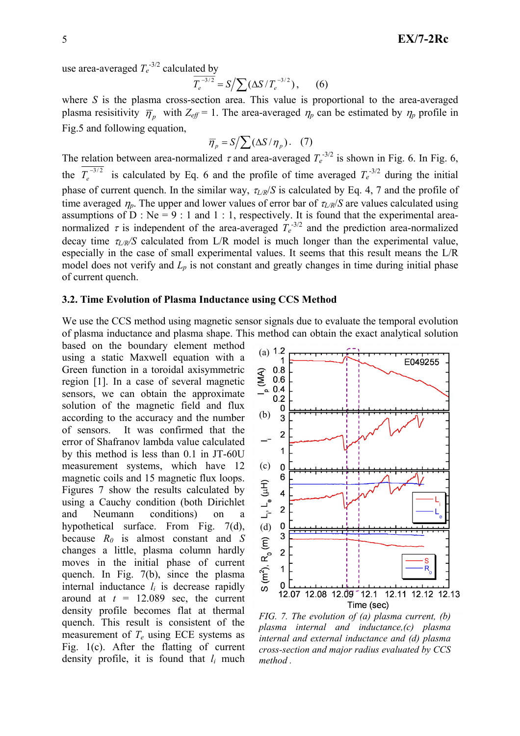use area-averaged $T_e^{-3/2}$ calculated by

$$\overline{T_e^{-3/2}} = S \Big/ \sum (\Delta S / T_e^{-3/2}), \quad (6)$$

where $S$ is the plasma cross-section area. This value is proportional to the area-averaged plasma resisitivity $\overline{\eta}_p$ with $Z_{eff} = 1$. The area-averaged $\eta_p$ can be estimated by $\eta_p$ profile in Fig.5 and following equation,

$$\overline{\eta}_p = S \Big/ \sum (\Delta S / \eta_p). \quad (7)$$

The relation between area-normalized $\tau$ and area-averaged $T_e^{-3/2}$ is shown in Fig. 6. In Fig. 6, the $\overline{T_e^{-3/2}}$ is calculated by Eq. 6 and the profile of time averaged $T_e^{-3/2}$ during the initial phase of current quench. In the similar way, $\tau_{L/R}/S$ is calculated by Eq. 4, 7 and the profile of time averaged $\eta_p$. The upper and lower values of error bar of $\tau_{L/R}/S$ are values calculated using assumptions of D : Ne = 9 : 1 and 1 : 1, respectively. It is found that the experimental area-normalized $\tau$ is independent of the area-averaged $T_e^{-3/2}$ and the prediction area-normalized decay time $\tau_{L/R}/S$ calculated from L/R model is much longer than the experimental value, especially in the case of small experimental values. It seems that this result means the L/R model does not verify and $L_p$ is not constant and greatly changes in time during initial phase of current quench.

### 3.2. Time Evolution of Plasma Inductance using CCS Method

We use the CCS method using magnetic sensor signals due to evaluate the temporal evolution of plasma inductance and plasma shape. This method can obtain the exact analytical solution based on the boundary element method using a static Maxwell equation with a Green function in a toroidal axisymmetric region [1]. In a case of several magnetic sensors, we can obtain the approximate solution of the magnetic field and flux according to the accuracy and the number of sensors. It was confirmed that the error of Shafranov lambda value calculated by this method is less than 0.1 in JT-60U measurement systems, which have 12 magnetic coils and 15 magnetic flux loops. Figures 7 show the results calculated by using a Cauchy condition (both Dirichlet and Neumann conditions) on a hypothetical surface. From Fig. 7(d), because $R_0$ is almost constant and $S$ changes a little, plasma column hardly moves in the initial phase of current quench. In Fig. 7(b), since the plasma internal inductance $l_i$ is decrease rapidly around at $t$ = 12.089 sec, the current density profile becomes flat at thermal quench. This result is consistent of the measurement of $T_e$ using ECE systems as Fig. 1(c). After the flatting of current density profile, it is found that $l_i$ much

*FIG. 7. The evolution of (a) plasma current, (b) plasma internal and inductance,(c) plasma internal and external inductance and (d) plasma cross-section and major radius evaluated by CCS method .*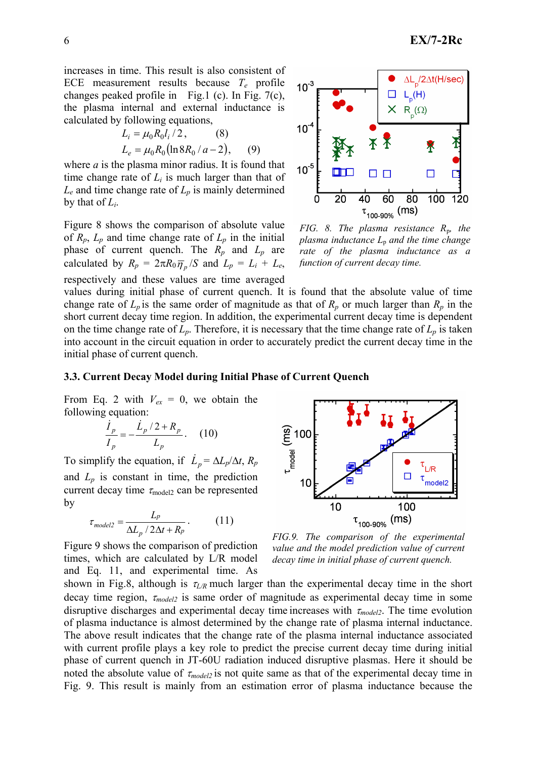increases in time. This result is also consistent of ECE measurement results because $T_e$ profile changes peaked profile in Fig.1 (c). In Fig. 7(c), the plasma internal and external inductance is calculated by following equations,

$$L_i = \mu_0 R_0 l_i / 2, \qquad (8)$$

$$L_e = \mu_0 R_0 \left( \ln 8R_0 / a - 2 \right), \qquad (9)$$

where $a$ is the plasma minor radius. It is found that time change rate of $L_i$ is much larger than that of $L_e$ and time change rate of $L_p$ is mainly determined by that of $L_i$.

Figure 8 shows the comparison of absolute value of $R_p$, $L_p$ and time change rate of $L_p$ in the initial phase of current quench. The $R_p$ and $L_p$ are calculated by $R_p = 2\pi R_0 \overline{\eta}_p / S$ and $L_p = L_i + L_e$, respectively and these values are time averaged values during initial phase of current quench. It is found that the absolute value of time change rate of $L_p$ is the same order of magnitude as that of $R_p$ or much larger than $R_p$ in the short current decay time region. In addition, the experimental current decay time is dependent on the time change rate of $L_p$. Therefore, it is necessary that the time change rate of $L_p$ is taken into account in the circuit equation in order to accurately predict the current decay time in the initial phase of current quench.

*FIG. 8. The plasma resistance $R_p$, the plasma inductance $L_p$ and the time change rate of the plasma inductance as a function of current decay time.*

### 3.3. Current Decay Model during Initial Phase of Current Quench

From Eq. 2 with $V_{ex}$ = 0, we obtain the following equation:

$$\frac{\dot{I}_p}{I_p} = -\frac{\dot{L}_p / 2 + R_p}{L_p}. \qquad (10)$$

To simplify the equation, if $\dot{L}_p = \Delta L_p / \Delta t$, $R_p$ and $L_p$ is constant in time, the prediction current decay time $\tau_{model2}$ can be represented by

$$\tau_{model2} = \frac{L_P}{\Delta L_p / 2\Delta t + R_P}. \qquad (11)$$

Figure 9 shows the comparison of prediction times, which are calculated by L/R model and Eq. 11, and experimental time. As shown in Fig.8, although is $\tau_{L/R}$ much larger than the experimental decay time in the short decay time region, $\tau_{model2}$ is same order of magnitude as experimental decay time in some disruptive discharges and experimental decay time increases with $\tau_{model2}$. The time evolution of plasma inductance is almost determined by the change rate of plasma internal inductance. The above result indicates that the change rate of the plasma internal inductance associated with current profile plays a key role to predict the precise current decay time during initial phase of current quench in JT-60U radiation induced disruptive plasmas. Here it should be noted the absolute value of $\tau_{model2}$ is not quite same as that of the experimental decay time in Fig. 9. This result is mainly from an estimation error of plasma inductance because the

*FIG.9. The comparison of the experimental value and the model prediction value of current decay time in initial phase of current quench.*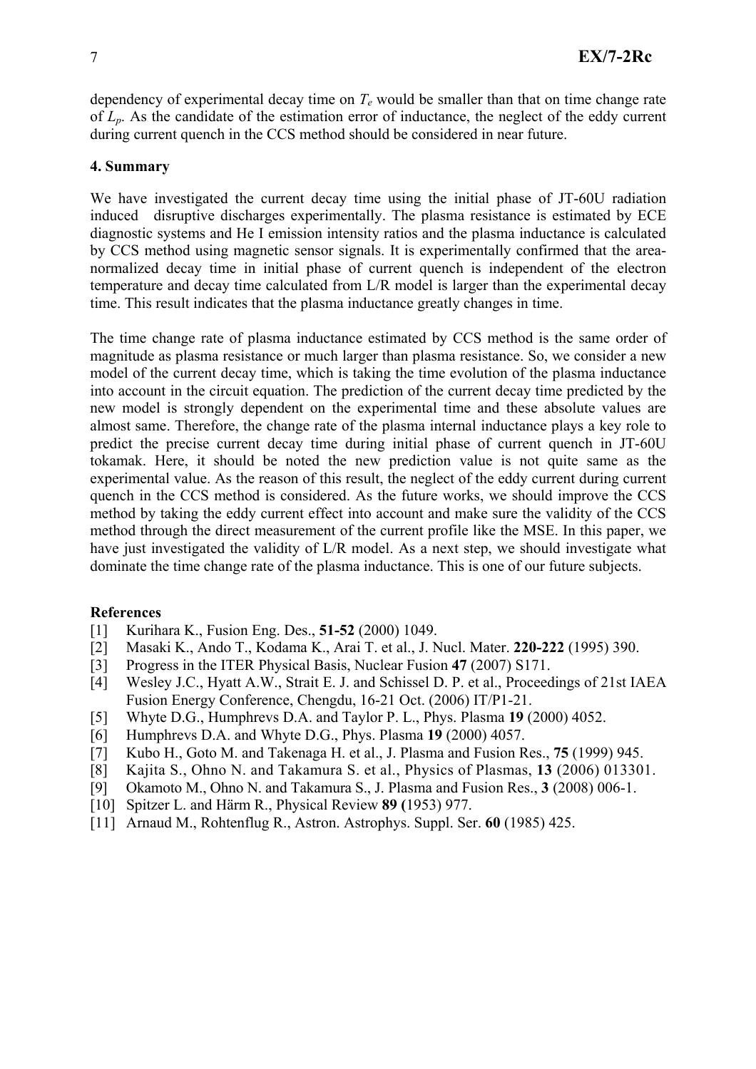dependency of experimental decay time on $T_e$ would be smaller than that on time change rate of $L_p$. As the candidate of the estimation error of inductance, the neglect of the eddy current during current quench in the CCS method should be considered in near future.

## 4. Summary

We have investigated the current decay time using the initial phase of JT-60U radiation induced disruptive discharges experimentally. The plasma resistance is estimated by ECE diagnostic systems and He I emission intensity ratios and the plasma inductance is calculated by CCS method using magnetic sensor signals. It is experimentally confirmed that the area-normalized decay time in initial phase of current quench is independent of the electron temperature and decay time calculated from L/R model is larger than the experimental decay time. This result indicates that the plasma inductance greatly changes in time.

The time change rate of plasma inductance estimated by CCS method is the same order of magnitude as plasma resistance or much larger than plasma resistance. So, we consider a new model of the current decay time, which is taking the time evolution of the plasma inductance into account in the circuit equation. The prediction of the current decay time predicted by the new model is strongly dependent on the experimental time and these absolute values are almost same. Therefore, the change rate of the plasma internal inductance plays a key role to predict the precise current decay time during initial phase of current quench in JT-60U tokamak. Here, it should be noted the new prediction value is not quite same as the experimental value. As the reason of this result, the neglect of the eddy current during current quench in the CCS method is considered. As the future works, we should improve the CCS method by taking the eddy current effect into account and make sure the validity of the CCS method through the direct measurement of the current profile like the MSE. In this paper, we have just investigated the validity of L/R model. As a next step, we should investigate what dominate the time change rate of the plasma inductance. This is one of our future subjects.

## References

[1] Kurihara K., Fusion Eng. Des., **51-52** (2000) 1049.
[2] Masaki K., Ando T., Kodama K., Arai T. et al., J. Nucl. Mater. **220-222** (1995) 390.
[3] Progress in the ITER Physical Basis, Nuclear Fusion **47** (2007) S171.
[4] Wesley J.C., Hyatt A.W., Strait E. J. and Schissel D. P. et al., Proceedings of 21st IAEA Fusion Energy Conference, Chengdu, 16-21 Oct. (2006) IT/P1-21.
[5] Whyte D.G., Humphrevs D.A. and Taylor P. L., Phys. Plasma **19** (2000) 4052.
[6] Humphrevs D.A. and Whyte D.G., Phys. Plasma **19** (2000) 4057.
[7] Kubo H., Goto M. and Takenaga H. et al., J. Plasma and Fusion Res., **75** (1999) 945.
[8] Kajita S., Ohno N. and Takamura S. et al., Physics of Plasmas, **13** (2006) 013301.
[9] Okamoto M., Ohno N. and Takamura S., J. Plasma and Fusion Res., **3** (2008) 006-1.
[10] Spitzer L. and Härm R., Physical Review **89 (**1953) 977.
[11] Arnaud M., Rohtenflug R., Astron. Astrophys. Suppl. Ser. **60** (1985) 425.